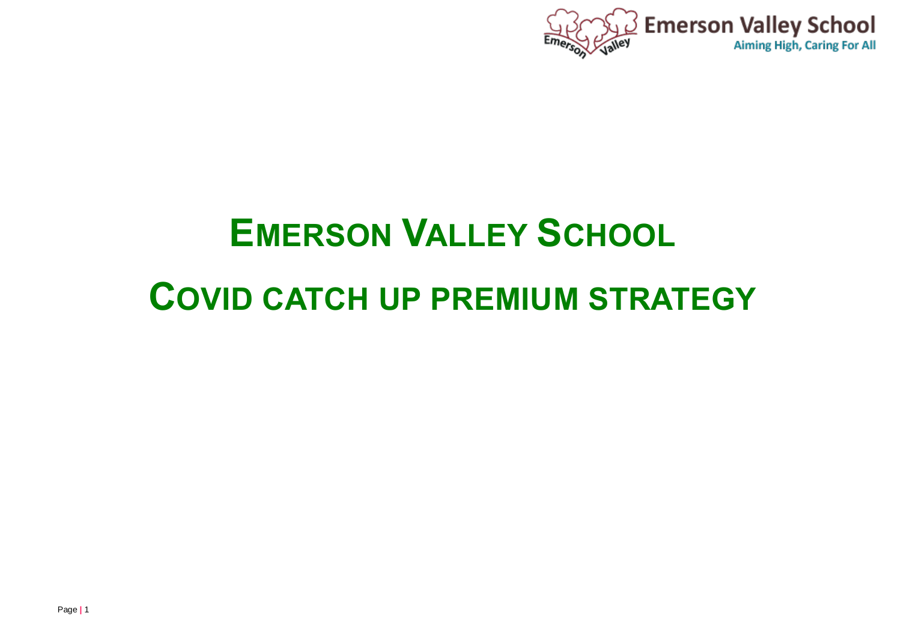# EMERSON VALLEY SCHOOL

# COVID CATCH UP PREMIUM STRATEGY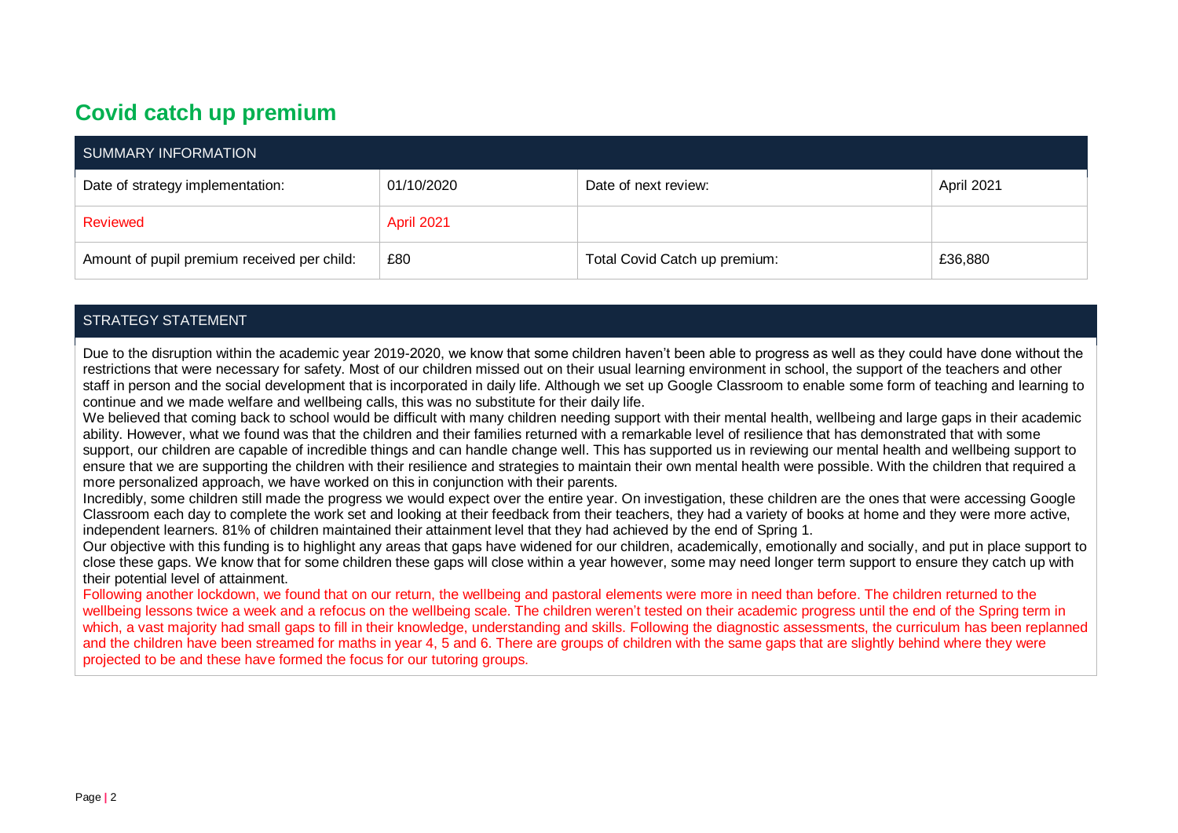# Covid catch up premium

| SUMMARY INFORMATION | | | |
|---|---|---|---|
| Date of strategy implementation: | 01/10/2020 | Date of next review: | April 2021 |
| Reviewed | April 2021 | | |
| Amount of pupil premium received per child: | £80 | Total Covid Catch up premium: | £36,880 |

| STRATEGY STATEMENT |
|---|
| Due to the disruption within the academic year 2019-2020, we know that some children haven't been able to progress as well as they could have done without the restrictions that were necessary for safety. Most of our children missed out on their usual learning environment in school, the support of the teachers and other staff in person and the social development that is incorporated in daily life. Although we set up Google Classroom to enable some form of teaching and learning to continue and we made welfare and wellbeing calls, this was no substitute for their daily life.<br>We believed that coming back to school would be difficult with many children needing support with their mental health, wellbeing and large gaps in their academic ability. However, what we found was that the children and their families returned with a remarkable level of resilience that has demonstrated that with some support, our children are capable of incredible things and can handle change well. This has supported us in reviewing our mental health and wellbeing support to ensure that we are supporting the children with their resilience and strategies to maintain their own mental health were possible. With the children that required a more personalized approach, we have worked on this in conjunction with their parents.<br>Incredibly, some children still made the progress we would expect over the entire year. On investigation, these children are the ones that were accessing Google Classroom each day to complete the work set and looking at their feedback from their teachers, they had a variety of books at home and they were more active, independent learners. 81% of children maintained their attainment level that they had achieved by the end of Spring 1.<br>Our objective with this funding is to highlight any areas that gaps have widened for our children, academically, emotionally and socially, and put in place support to close these gaps. We know that for some children these gaps will close within a year however, some may need longer term support to ensure they catch up with their potential level of attainment.<br>Following another lockdown, we found that on our return, the wellbeing and pastoral elements were more in need than before. The children returned to the wellbeing lessons twice a week and a refocus on the wellbeing scale. The children weren't tested on their academic progress until the end of the Spring term in which, a vast majority had small gaps to fill in their knowledge, understanding and skills. Following the diagnostic assessments, the curriculum has been replanned and the children have been streamed for maths in year 4, 5 and 6. There are groups of children with the same gaps that are slightly behind where they were projected to be and these have formed the focus for our tutoring groups. |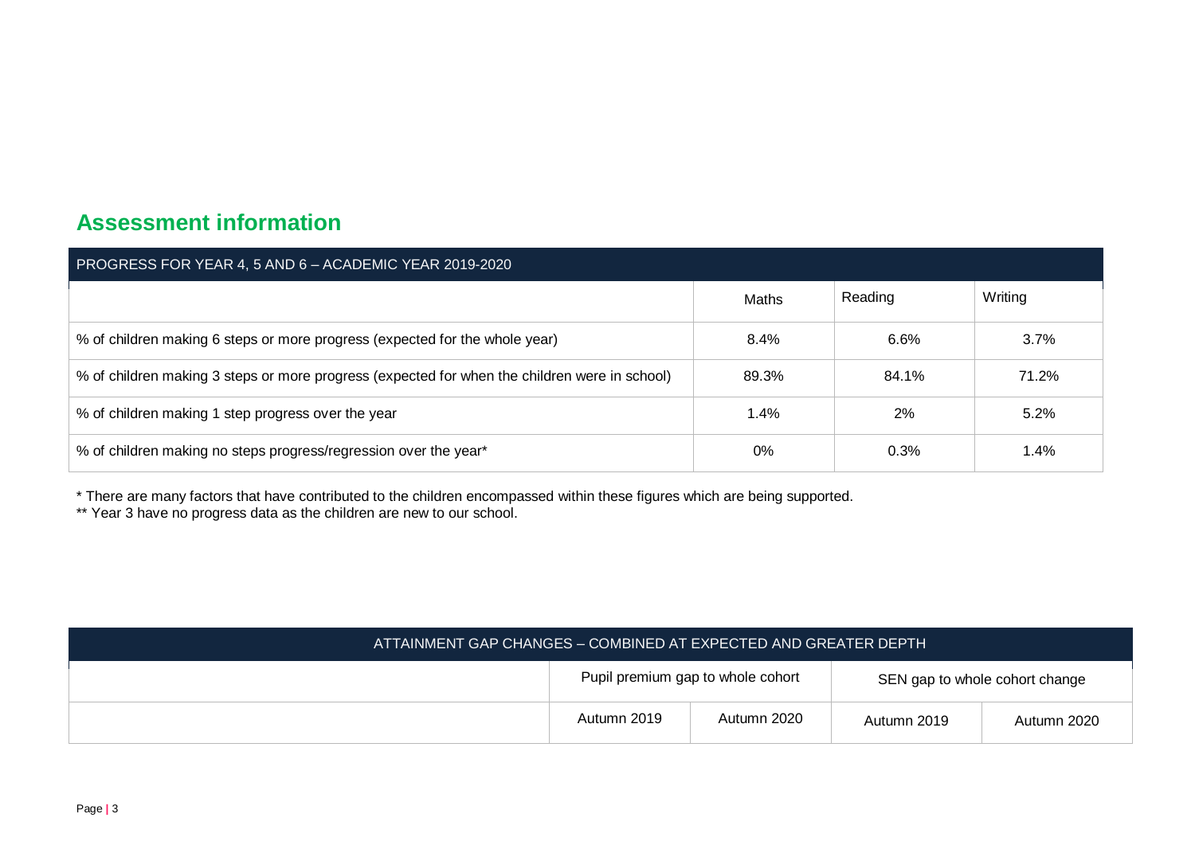## Assessment information

| PROGRESS FOR YEAR 4, 5 AND 6 – ACADEMIC YEAR 2019-2020 | | | |
|---|---|---|---|
| | Maths | Reading | Writing |
| % of children making 6 steps or more progress (expected for the whole year) | 8.4% | 6.6% | 3.7% |
| % of children making 3 steps or more progress (expected for when the children were in school) | 89.3% | 84.1% | 71.2% |
| % of children making 1 step progress over the year | 1.4% | 2% | 5.2% |
| % of children making no steps progress/regression over the year* | 0% | 0.3% | 1.4% |

* There are many factors that have contributed to the children encompassed within these figures which are being supported.
** Year 3 have no progress data as the children are new to our school.

| ATTAINMENT GAP CHANGES – COMBINED AT EXPECTED AND GREATER DEPTH | | | | |
|---|---|---|---|---|
| | Pupil premium gap to whole cohort | | SEN gap to whole cohort change | |
| | Autumn 2019 | Autumn 2020 | Autumn 2019 | Autumn 2020 |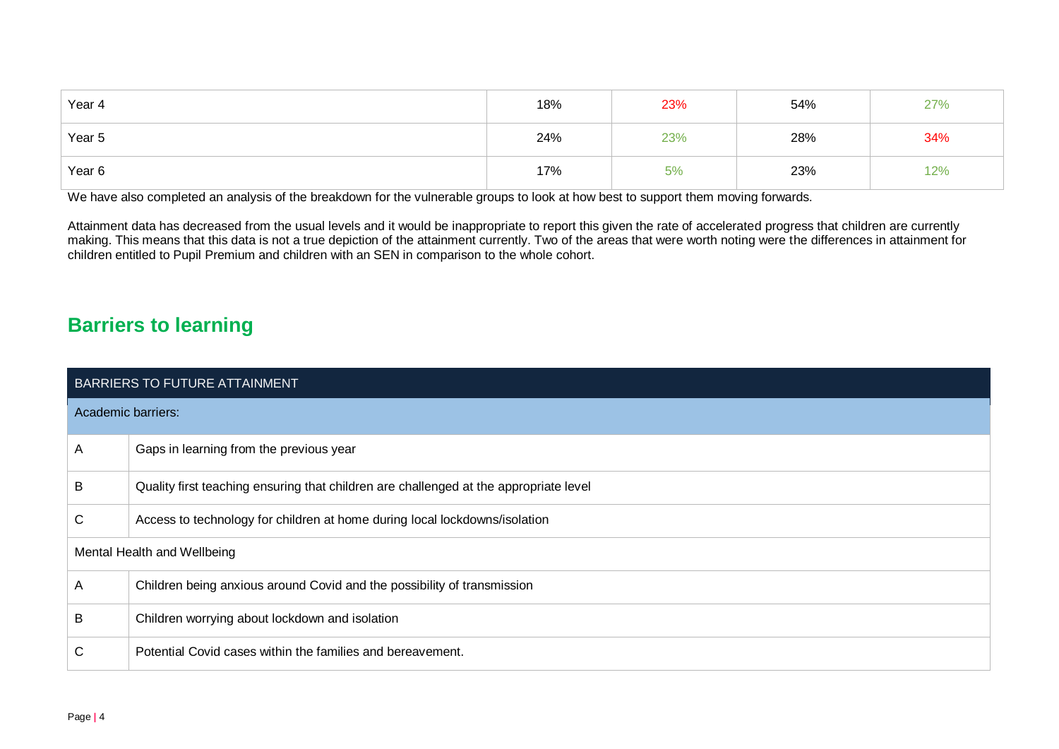| | | | | |
|---|---|---|---|---|
| Year 4 | 18% | 23% | 54% | 27% |
| Year 5 | 24% | 23% | 28% | 34% |
| Year 6 | 17% | 5% | 23% | 12% |

We have also completed an analysis of the breakdown for the vulnerable groups to look at how best to support them moving forwards.

Attainment data has decreased from the usual levels and it would be inappropriate to report this given the rate of accelerated progress that children are currently making. This means that this data is not a true depiction of the attainment currently. Two of the areas that were worth noting were the differences in attainment for children entitled to Pupil Premium and children with an SEN in comparison to the whole cohort.

## Barriers to learning

| BARRIERS TO FUTURE ATTAINMENT | |
|---|---|
| **Academic barriers:** | |
| A | Gaps in learning from the previous year |
| B | Quality first teaching ensuring that children are challenged at the appropriate level |
| C | Access to technology for children at home during local lockdowns/isolation |
| **Mental Health and Wellbeing** | |
| A | Children being anxious around Covid and the possibility of transmission |
| B | Children worrying about lockdown and isolation |
| C | Potential Covid cases within the families and bereavement. |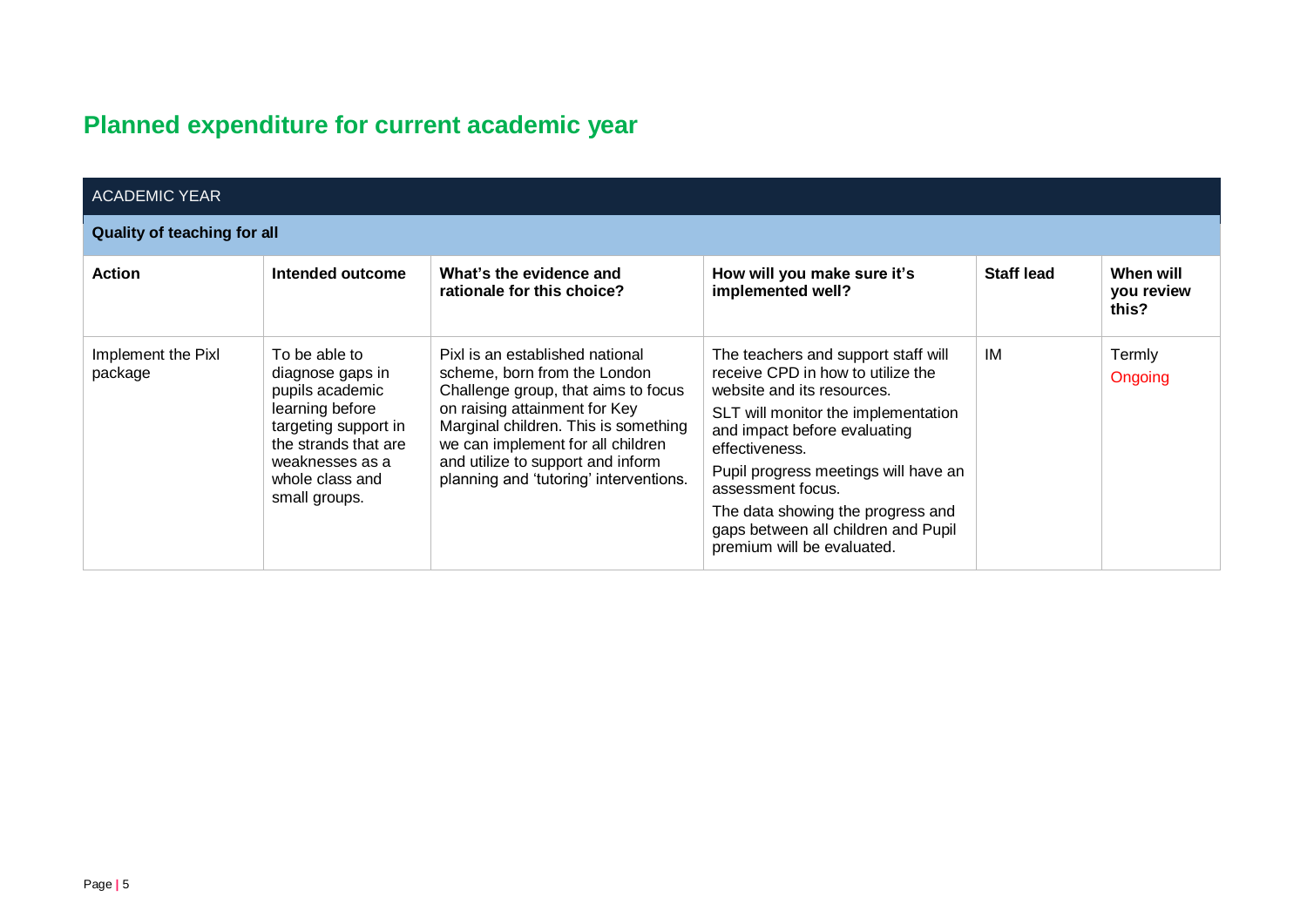## Planned expenditure for current academic year

| ACADEMIC YEAR | | | | | |
|---|---|---|---|---|---|
| **Quality of teaching for all** | | | | | |
| **Action** | **Intended outcome** | **What's the evidence and rationale for this choice?** | **How will you make sure it's implemented well?** | **Staff lead** | **When will you review this?** |
| Implement the Pixl package | To be able to diagnose gaps in pupils academic learning before targeting support in the strands that are weaknesses as a whole class and small groups. | Pixl is an established national scheme, born from the London Challenge group, that aims to focus on raising attainment for Key Marginal children. This is something we can implement for all children and utilize to support and inform planning and 'tutoring' interventions. | The teachers and support staff will receive CPD in how to utilize the website and its resources.<br>SLT will monitor the implementation and impact before evaluating effectiveness.<br>Pupil progress meetings will have an assessment focus.<br>The data showing the progress and gaps between all children and Pupil premium will be evaluated. | IM | Termly<br>Ongoing |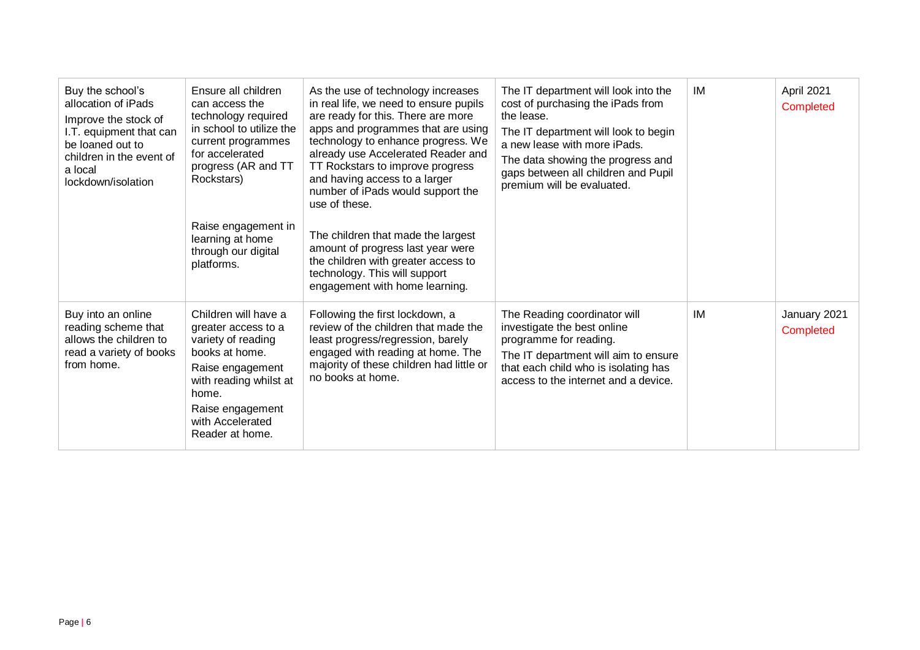| | | | | | |
|---|---|---|---|---|---|
| Buy the school's allocation of iPads<br>Improve the stock of I.T. equipment that can be loaned out to children in the event of a local lockdown/isolation | Ensure all children can access the technology required in school to utilize the current programmes for accelerated progress (AR and TT Rockstars)<br><br>Raise engagement in learning at home through our digital platforms. | As the use of technology increases in real life, we need to ensure pupils are ready for this. There are more apps and programmes that are using technology to enhance progress. We already use Accelerated Reader and TT Rockstars to improve progress and having access to a larger number of iPads would support the use of these.<br><br>The children that made the largest amount of progress last year were the children with greater access to technology. This will support engagement with home learning. | The IT department will look into the cost of purchasing the iPads from the lease.<br>The IT department will look to begin a new lease with more iPads.<br>The data showing the progress and gaps between all children and Pupil premium will be evaluated. | IM | April 2021<br>Completed |
| Buy into an online reading scheme that allows the children to read a variety of books from home. | Children will have a greater access to a variety of reading books at home.<br>Raise engagement with reading whilst at home.<br>Raise engagement with Accelerated Reader at home. | Following the first lockdown, a review of the children that made the least progress/regression, barely engaged with reading at home. The majority of these children had little or no books at home. | The Reading coordinator will investigate the best online programme for reading.<br>The IT department will aim to ensure that each child who is isolating has access to the internet and a device. | IM | January 2021<br>Completed |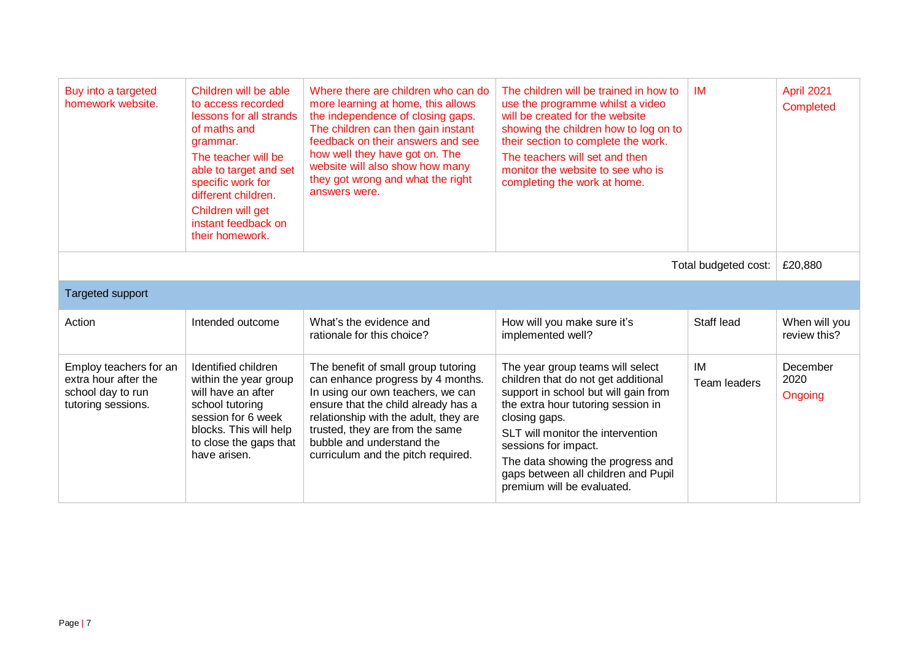| Buy into a targeted homework website. | Children will be able to access recorded lessons for all strands of maths and grammar. The teacher will be able to target and set specific work for different children. Children will get instant feedback on their homework. | Where there are children who can do more learning at home, this allows the independence of closing gaps. The children can then gain instant feedback on their answers and see how well they have got on. The website will also show how many they got wrong and what the right answers were. | The children will be trained in how to use the programme whilst a video will be created for the website showing the children how to log on to their section to complete the work. The teachers will set and then monitor the website to see who is completing the work at home. | IM | April 2021 Completed |
|---|---|---|---|---|---|
| | | | | Total budgeted cost: | £20,880 |

| Targeted support | | | | | |
|---|---|---|---|---|---|
| Action | Intended outcome | What's the evidence and rationale for this choice? | How will you make sure it's implemented well? | Staff lead | When will you review this? |
| Employ teachers for an extra hour after the school day to run tutoring sessions. | Identified children within the year group will have an after school tutoring session for 6 week blocks. This will help to close the gaps that have arisen. | The benefit of small group tutoring can enhance progress by 4 months. In using our own teachers, we can ensure that the child already has a relationship with the adult, they are trusted, they are from the same bubble and understand the curriculum and the pitch required. | The year group teams will select children that do not get additional support in school but will gain from the extra hour tutoring session in closing gaps. SLT will monitor the intervention sessions for impact. The data showing the progress and gaps between all children and Pupil premium will be evaluated. | IM Team leaders | December 2020 Ongoing |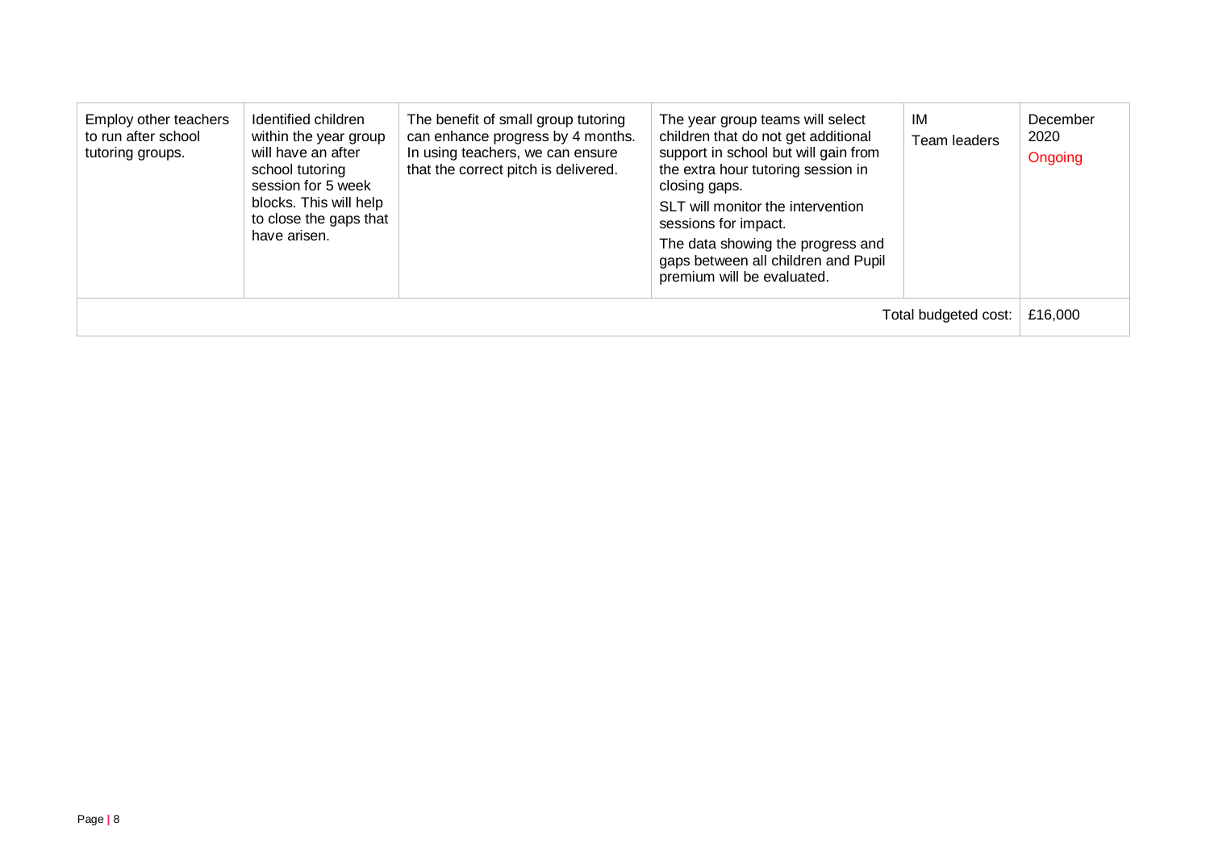| | | | | | |
|---|---|---|---|---|---|
| Employ other teachers to run after school tutoring groups. | Identified children within the year group will have an after school tutoring session for 5 week blocks. This will help to close the gaps that have arisen. | The benefit of small group tutoring can enhance progress by 4 months. In using teachers, we can ensure that the correct pitch is delivered. | The year group teams will select children that do not get additional support in school but will gain from the extra hour tutoring session in closing gaps.<br>SLT will monitor the intervention sessions for impact.<br>The data showing the progress and gaps between all children and Pupil premium will be evaluated. | IM<br>Team leaders | December 2020<br>Ongoing |
| | | | | Total budgeted cost: | £16,000 |